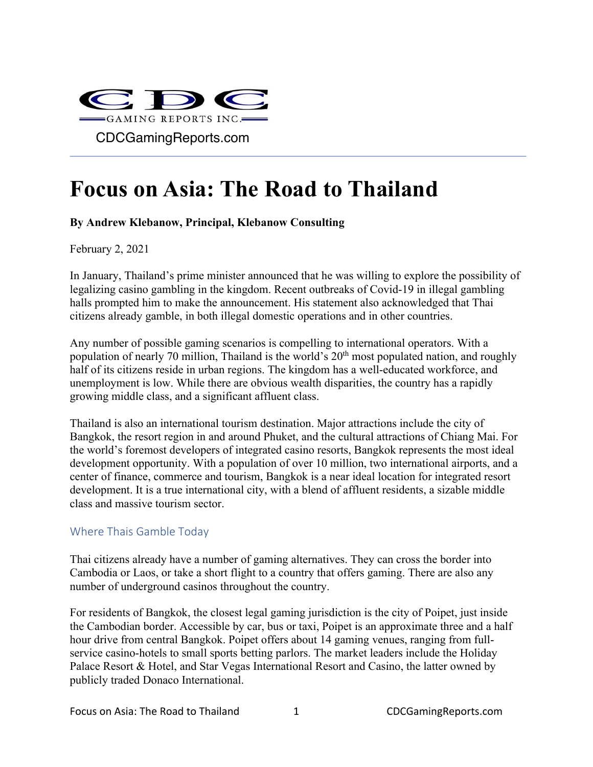CDC GAMING REPORTS INC.

CDCGamingReports.com

# Focus on Asia: The Road to Thailand

**By Andrew Klebanow, Principal, Klebanow Consulting**

February 2, 2021

In January, Thailand's prime minister announced that he was willing to explore the possibility of legalizing casino gambling in the kingdom. Recent outbreaks of Covid-19 in illegal gambling halls prompted him to make the announcement. His statement also acknowledged that Thai citizens already gamble, in both illegal domestic operations and in other countries.

Any number of possible gaming scenarios is compelling to international operators. With a population of nearly 70 million, Thailand is the world's 20th most populated nation, and roughly half of its citizens reside in urban regions. The kingdom has a well-educated workforce, and unemployment is low. While there are obvious wealth disparities, the country has a rapidly growing middle class, and a significant affluent class.

Thailand is also an international tourism destination. Major attractions include the city of Bangkok, the resort region in and around Phuket, and the cultural attractions of Chiang Mai. For the world's foremost developers of integrated casino resorts, Bangkok represents the most ideal development opportunity. With a population of over 10 million, two international airports, and a center of finance, commerce and tourism, Bangkok is a near ideal location for integrated resort development. It is a true international city, with a blend of affluent residents, a sizable middle class and massive tourism sector.

## Where Thais Gamble Today

Thai citizens already have a number of gaming alternatives. They can cross the border into Cambodia or Laos, or take a short flight to a country that offers gaming. There are also any number of underground casinos throughout the country.

For residents of Bangkok, the closest legal gaming jurisdiction is the city of Poipet, just inside the Cambodian border. Accessible by car, bus or taxi, Poipet is an approximate three and a half hour drive from central Bangkok. Poipet offers about 14 gaming venues, ranging from full-service casino-hotels to small sports betting parlors. The market leaders include the Holiday Palace Resort & Hotel, and Star Vegas International Resort and Casino, the latter owned by publicly traded Donaco International.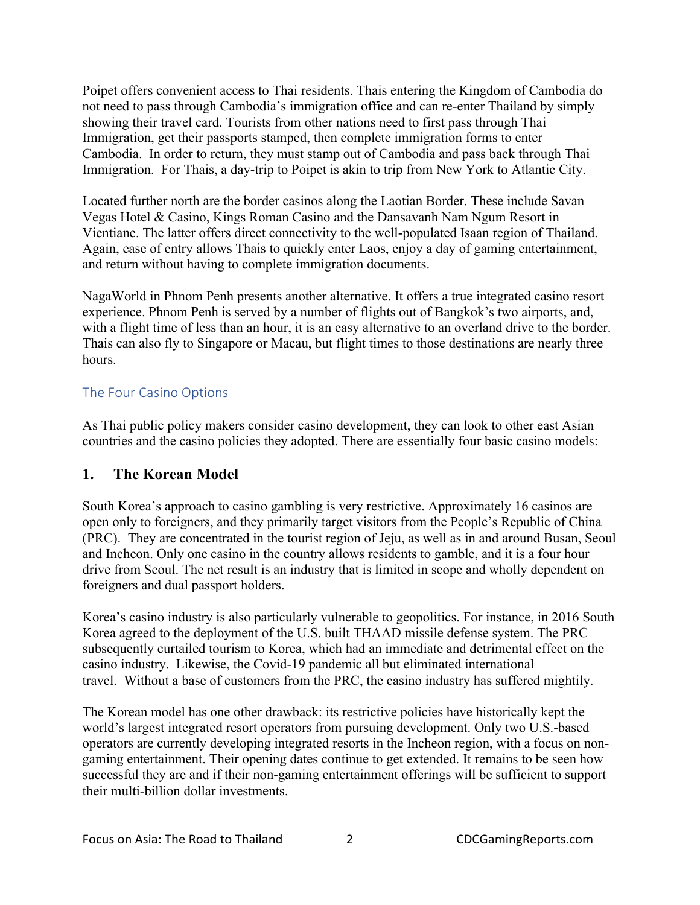Poipet offers convenient access to Thai residents. Thais entering the Kingdom of Cambodia do not need to pass through Cambodia's immigration office and can re-enter Thailand by simply showing their travel card. Tourists from other nations need to first pass through Thai Immigration, get their passports stamped, then complete immigration forms to enter Cambodia. In order to return, they must stamp out of Cambodia and pass back through Thai Immigration. For Thais, a day-trip to Poipet is akin to trip from New York to Atlantic City.

Located further north are the border casinos along the Laotian Border. These include Savan Vegas Hotel & Casino, Kings Roman Casino and the Dansavanh Nam Ngum Resort in Vientiane. The latter offers direct connectivity to the well-populated Isaan region of Thailand. Again, ease of entry allows Thais to quickly enter Laos, enjoy a day of gaming entertainment, and return without having to complete immigration documents.

NagaWorld in Phnom Penh presents another alternative. It offers a true integrated casino resort experience. Phnom Penh is served by a number of flights out of Bangkok's two airports, and, with a flight time of less than an hour, it is an easy alternative to an overland drive to the border. Thais can also fly to Singapore or Macau, but flight times to those destinations are nearly three hours.

### The Four Casino Options

As Thai public policy makers consider casino development, they can look to other east Asian countries and the casino policies they adopted. There are essentially four basic casino models:

## 1. The Korean Model

South Korea's approach to casino gambling is very restrictive. Approximately 16 casinos are open only to foreigners, and they primarily target visitors from the People's Republic of China (PRC). They are concentrated in the tourist region of Jeju, as well as in and around Busan, Seoul and Incheon. Only one casino in the country allows residents to gamble, and it is a four hour drive from Seoul. The net result is an industry that is limited in scope and wholly dependent on foreigners and dual passport holders.

Korea's casino industry is also particularly vulnerable to geopolitics. For instance, in 2016 South Korea agreed to the deployment of the U.S. built THAAD missile defense system. The PRC subsequently curtailed tourism to Korea, which had an immediate and detrimental effect on the casino industry. Likewise, the Covid-19 pandemic all but eliminated international travel. Without a base of customers from the PRC, the casino industry has suffered mightily.

The Korean model has one other drawback: its restrictive policies have historically kept the world's largest integrated resort operators from pursuing development. Only two U.S.-based operators are currently developing integrated resorts in the Incheon region, with a focus on non-gaming entertainment. Their opening dates continue to get extended. It remains to be seen how successful they are and if their non-gaming entertainment offerings will be sufficient to support their multi-billion dollar investments.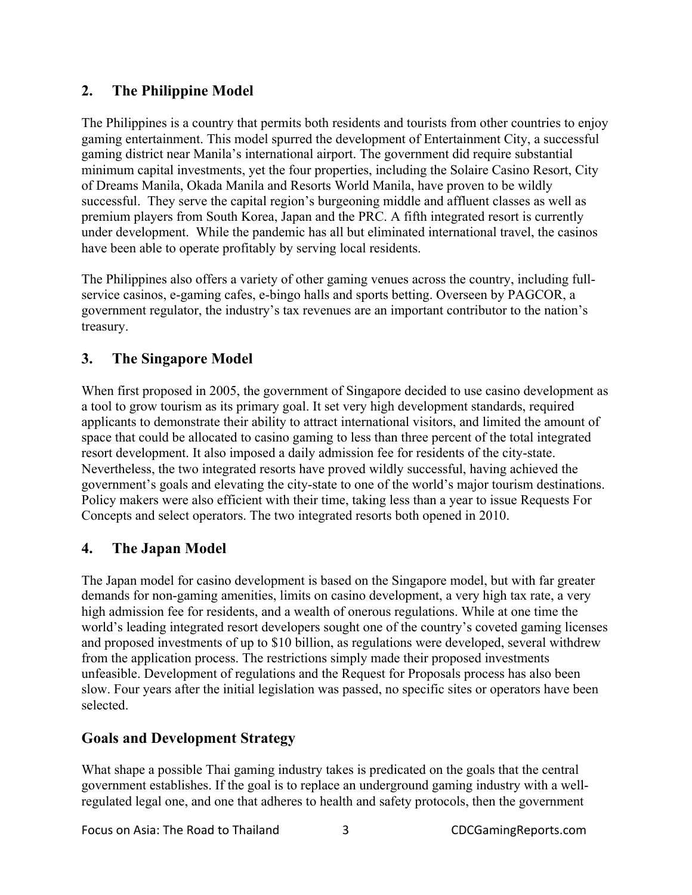## 2. The Philippine Model

The Philippines is a country that permits both residents and tourists from other countries to enjoy gaming entertainment. This model spurred the development of Entertainment City, a successful gaming district near Manila's international airport. The government did require substantial minimum capital investments, yet the four properties, including the Solaire Casino Resort, City of Dreams Manila, Okada Manila and Resorts World Manila, have proven to be wildly successful. They serve the capital region's burgeoning middle and affluent classes as well as premium players from South Korea, Japan and the PRC. A fifth integrated resort is currently under development. While the pandemic has all but eliminated international travel, the casinos have been able to operate profitably by serving local residents.

The Philippines also offers a variety of other gaming venues across the country, including full-service casinos, e-gaming cafes, e-bingo halls and sports betting. Overseen by PAGCOR, a government regulator, the industry's tax revenues are an important contributor to the nation's treasury.

## 3. The Singapore Model

When first proposed in 2005, the government of Singapore decided to use casino development as a tool to grow tourism as its primary goal. It set very high development standards, required applicants to demonstrate their ability to attract international visitors, and limited the amount of space that could be allocated to casino gaming to less than three percent of the total integrated resort development. It also imposed a daily admission fee for residents of the city-state. Nevertheless, the two integrated resorts have proved wildly successful, having achieved the government's goals and elevating the city-state to one of the world's major tourism destinations. Policy makers were also efficient with their time, taking less than a year to issue Requests For Concepts and select operators. The two integrated resorts both opened in 2010.

## 4. The Japan Model

The Japan model for casino development is based on the Singapore model, but with far greater demands for non-gaming amenities, limits on casino development, a very high tax rate, a very high admission fee for residents, and a wealth of onerous regulations. While at one time the world's leading integrated resort developers sought one of the country's coveted gaming licenses and proposed investments of up to $10 billion, as regulations were developed, several withdrew from the application process. The restrictions simply made their proposed investments unfeasible. Development of regulations and the Request for Proposals process has also been slow. Four years after the initial legislation was passed, no specific sites or operators have been selected.

## Goals and Development Strategy

What shape a possible Thai gaming industry takes is predicated on the goals that the central government establishes. If the goal is to replace an underground gaming industry with a well-regulated legal one, and one that adheres to health and safety protocols, then the government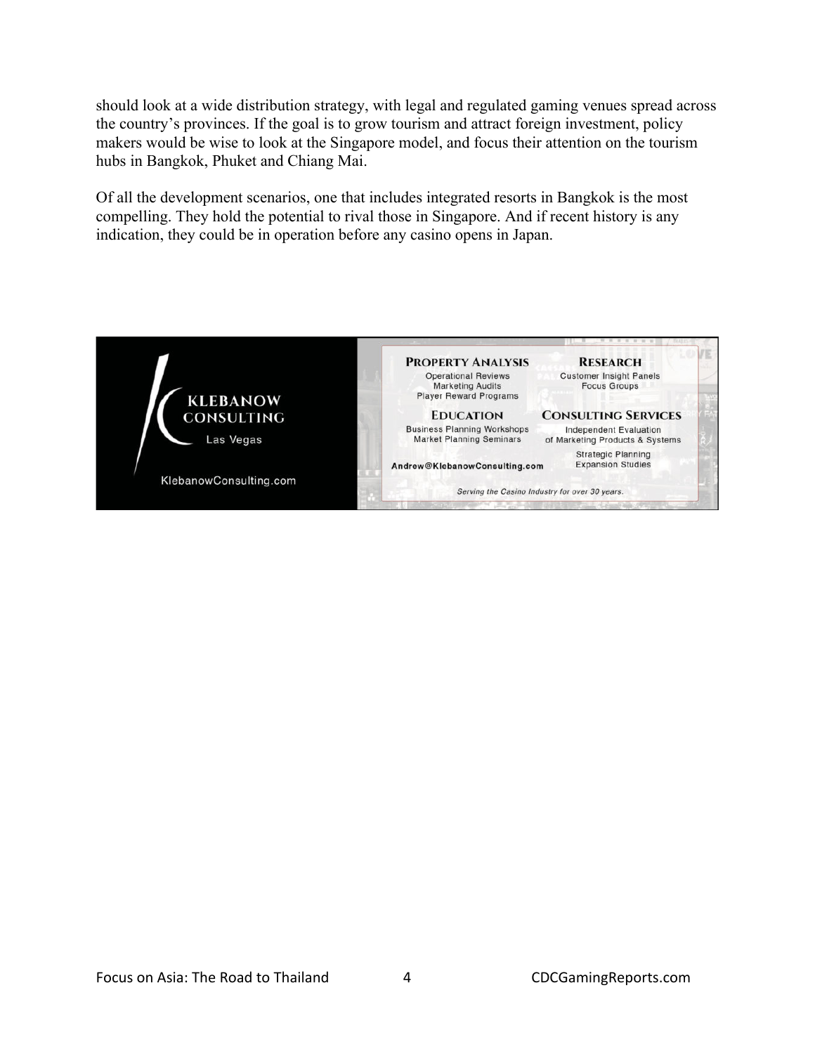should look at a wide distribution strategy, with legal and regulated gaming venues spread across the country's provinces. If the goal is to grow tourism and attract foreign investment, policy makers would be wise to look at the Singapore model, and focus their attention on the tourism hubs in Bangkok, Phuket and Chiang Mai.

Of all the development scenarios, one that includes integrated resorts in Bangkok is the most compelling. They hold the potential to rival those in Singapore. And if recent history is any indication, they could be in operation before any casino opens in Japan.

KLEBANOW CONSULTING
Las Vegas

KlebanowConsulting.com

**PROPERTY ANALYSIS**
Operational Reviews
Marketing Audits
Player Reward Programs

**RESEARCH**
Customer Insight Panels
Focus Groups

**EDUCATION**
Business Planning Workshops
Market Planning Seminars

**CONSULTING SERVICES**
Independent Evaluation of Marketing Products & Systems
Strategic Planning
Expansion Studies

Andrew@KlebanowConsulting.com

*Serving the Casino Industry for over 30 years.*